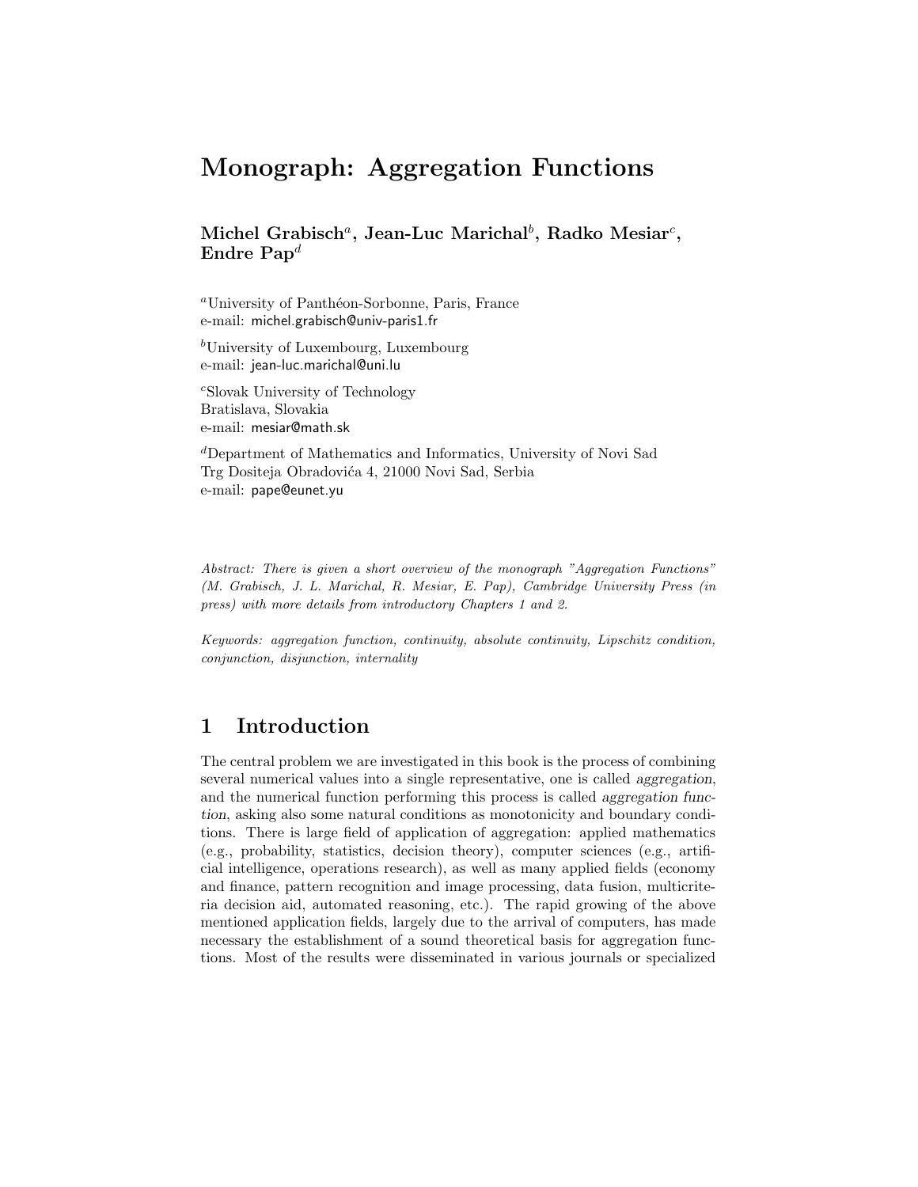# Monograph: Aggregation Functions

**Michel Grabisch[a], Jean-Luc Marichal[b], Radko Mesiar[c], Endre Pap[d]**

[a]University of Panthéon-Sorbonne, Paris, France
e-mail: michel.grabisch@univ-paris1.fr

[b]University of Luxembourg, Luxembourg
e-mail: jean-luc.marichal@uni.lu

[c]Slovak University of Technology
Bratislava, Slovakia
e-mail: mesiar@math.sk

[d]Department of Mathematics and Informatics, University of Novi Sad
Trg Dositeja Obradovića 4, 21000 Novi Sad, Serbia
e-mail: pape@eunet.yu

*Abstract: There is given a short overview of the monograph "Aggregation Functions" (M. Grabisch, J. L. Marichal, R. Mesiar, E. Pap), Cambridge University Press (in press) with more details from introductory Chapters 1 and 2.*

*Keywords: aggregation function, continuity, absolute continuity, Lipschitz condition, conjunction, disjunction, internality*

## 1 Introduction

The central problem we are investigated in this book is the process of combining several numerical values into a single representative, one is called *aggregation*, and the numerical function performing this process is called *aggregation function*, asking also some natural conditions as monotonicity and boundary conditions. There is large field of application of aggregation: applied mathematics (e.g., probability, statistics, decision theory), computer sciences (e.g., artificial intelligence, operations research), as well as many applied fields (economy and finance, pattern recognition and image processing, data fusion, multicriteria decision aid, automated reasoning, etc.). The rapid growing of the above mentioned application fields, largely due to the arrival of computers, has made necessary the establishment of a sound theoretical basis for aggregation functions. Most of the results were disseminated in various journals or specialized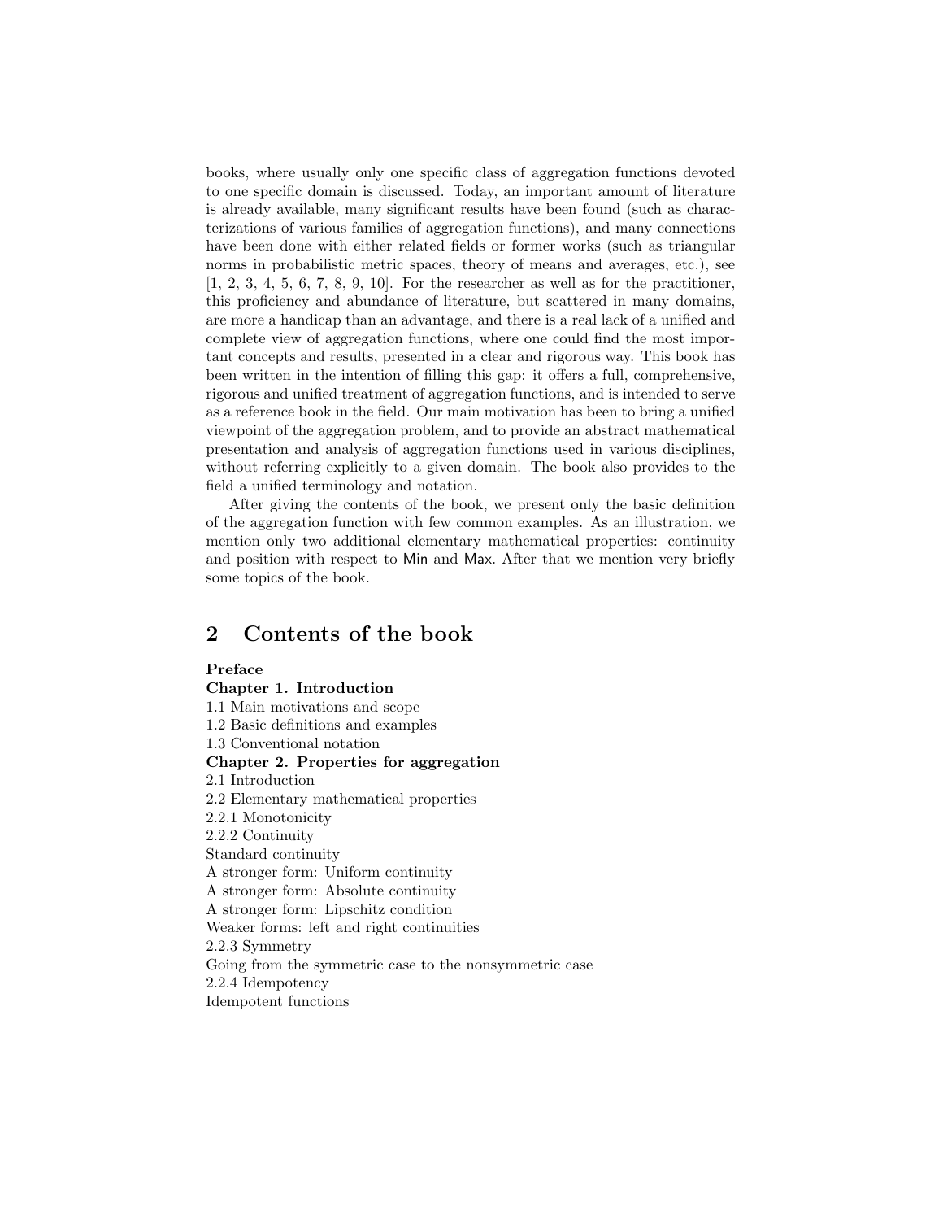books, where usually only one specific class of aggregation functions devoted to one specific domain is discussed. Today, an important amount of literature is already available, many significant results have been found (such as characterizations of various families of aggregation functions), and many connections have been done with either related fields or former works (such as triangular norms in probabilistic metric spaces, theory of means and averages, etc.), see [1, 2, 3, 4, 5, 6, 7, 8, 9, 10]. For the researcher as well as for the practitioner, this proficiency and abundance of literature, but scattered in many domains, are more a handicap than an advantage, and there is a real lack of a unified and complete view of aggregation functions, where one could find the most important concepts and results, presented in a clear and rigorous way. This book has been written in the intention of filling this gap: it offers a full, comprehensive, rigorous and unified treatment of aggregation functions, and is intended to serve as a reference book in the field. Our main motivation has been to bring a unified viewpoint of the aggregation problem, and to provide an abstract mathematical presentation and analysis of aggregation functions used in various disciplines, without referring explicitly to a given domain. The book also provides to the field a unified terminology and notation.

After giving the contents of the book, we present only the basic definition of the aggregation function with few common examples. As an illustration, we mention only two additional elementary mathematical properties: continuity and position with respect to Min and Max. After that we mention very briefly some topics of the book.

## 2 Contents of the book

**Preface**

**Chapter 1. Introduction**

1.1 Main motivations and scope

1.2 Basic definitions and examples

1.3 Conventional notation

**Chapter 2. Properties for aggregation**

2.1 Introduction

2.2 Elementary mathematical properties

2.2.1 Monotonicity

2.2.2 Continuity

Standard continuity

A stronger form: Uniform continuity

A stronger form: Absolute continuity

A stronger form: Lipschitz condition

Weaker forms: left and right continuities

2.2.3 Symmetry

Going from the symmetric case to the nonsymmetric case

2.2.4 Idempotency

Idempotent functions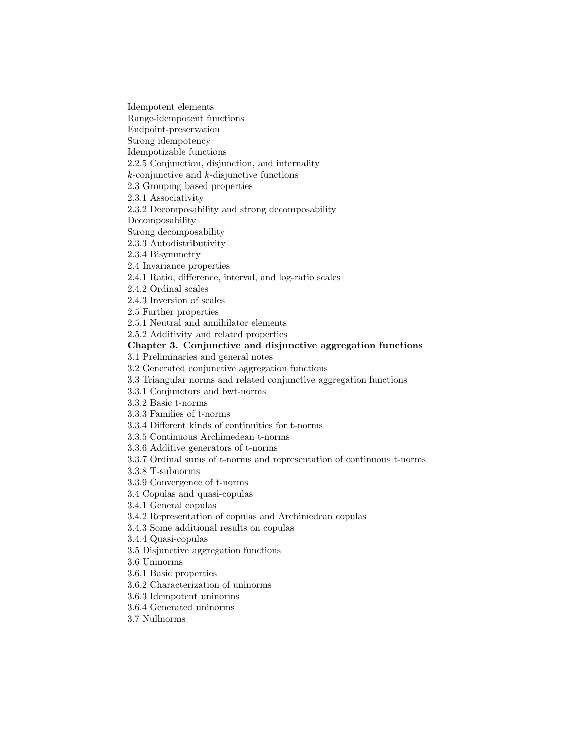Idempotent elements
Range-idempotent functions
Endpoint-preservation
Strong idempotency
Idempotizable functions
2.2.5 Conjunction, disjunction, and internality
$k$-conjunctive and $k$-disjunctive functions
2.3 Grouping based properties
2.3.1 Associativity
2.3.2 Decomposability and strong decomposability
Decomposability
Strong decomposability
2.3.3 Autodistributivity
2.3.4 Bisymmetry
2.4 Invariance properties
2.4.1 Ratio, difference, interval, and log-ratio scales
2.4.2 Ordinal scales
2.4.3 Inversion of scales
2.5 Further properties
2.5.1 Neutral and annihilator elements
2.5.2 Additivity and related properties

**Chapter 3. Conjunctive and disjunctive aggregation functions**

3.1 Preliminaries and general notes
3.2 Generated conjunctive aggregation functions
3.3 Triangular norms and related conjunctive aggregation functions
3.3.1 Conjunctors and bwt-norms
3.3.2 Basic t-norms
3.3.3 Families of t-norms
3.3.4 Different kinds of continuities for t-norms
3.3.5 Continuous Archimedean t-norms
3.3.6 Additive generators of t-norms
3.3.7 Ordinal sums of t-norms and representation of continuous t-norms
3.3.8 T-subnorms
3.3.9 Convergence of t-norms
3.4 Copulas and quasi-copulas
3.4.1 General copulas
3.4.2 Representation of copulas and Archimedean copulas
3.4.3 Some additional results on copulas
3.4.4 Quasi-copulas
3.5 Disjunctive aggregation functions
3.6 Uninorms
3.6.1 Basic properties
3.6.2 Characterization of uninorms
3.6.3 Idempotent uninorms
3.6.4 Generated uninorms
3.7 Nullnorms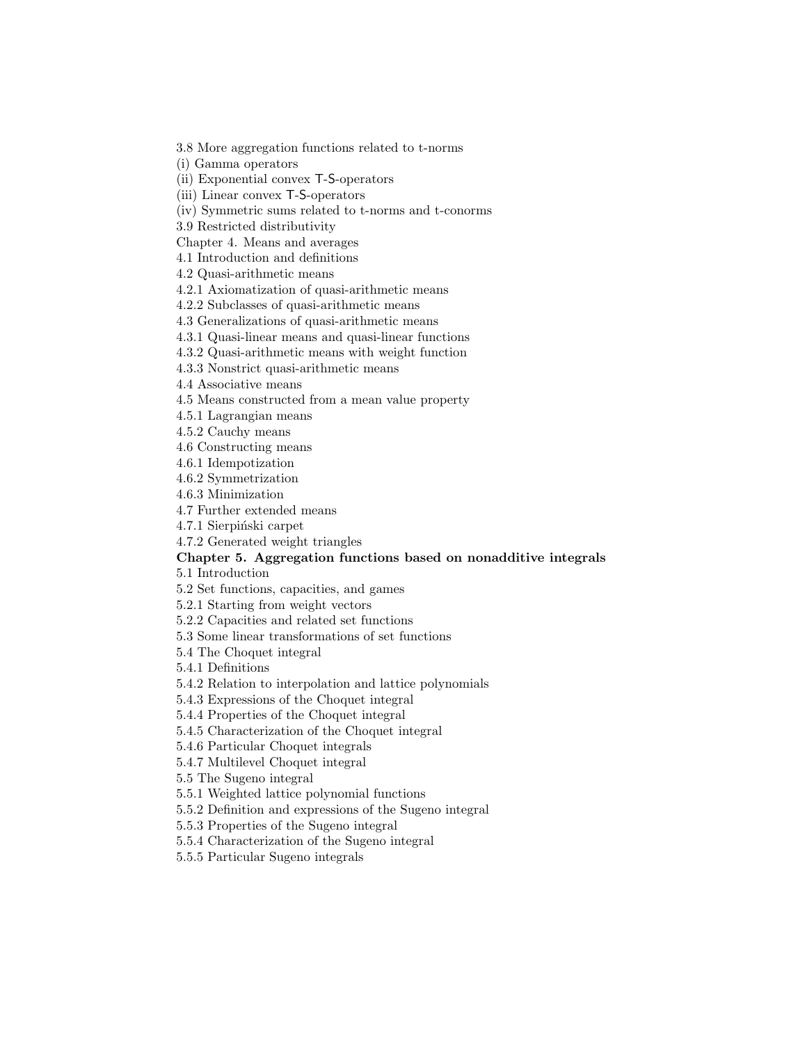3.8 More aggregation functions related to t-norms
(i) Gamma operators
(ii) Exponential convex T-S-operators
(iii) Linear convex T-S-operators
(iv) Symmetric sums related to t-norms and t-conorms
3.9 Restricted distributivity
Chapter 4. Means and averages
4.1 Introduction and definitions
4.2 Quasi-arithmetic means
4.2.1 Axiomatization of quasi-arithmetic means
4.2.2 Subclasses of quasi-arithmetic means
4.3 Generalizations of quasi-arithmetic means
4.3.1 Quasi-linear means and quasi-linear functions
4.3.2 Quasi-arithmetic means with weight function
4.3.3 Nonstrict quasi-arithmetic means
4.4 Associative means
4.5 Means constructed from a mean value property
4.5.1 Lagrangian means
4.5.2 Cauchy means
4.6 Constructing means
4.6.1 Idempotization
4.6.2 Symmetrization
4.6.3 Minimization
4.7 Further extended means
4.7.1 Sierpiński carpet
4.7.2 Generated weight triangles
**Chapter 5. Aggregation functions based on nonadditive integrals**
5.1 Introduction
5.2 Set functions, capacities, and games
5.2.1 Starting from weight vectors
5.2.2 Capacities and related set functions
5.3 Some linear transformations of set functions
5.4 The Choquet integral
5.4.1 Definitions
5.4.2 Relation to interpolation and lattice polynomials
5.4.3 Expressions of the Choquet integral
5.4.4 Properties of the Choquet integral
5.4.5 Characterization of the Choquet integral
5.4.6 Particular Choquet integrals
5.4.7 Multilevel Choquet integral
5.5 The Sugeno integral
5.5.1 Weighted lattice polynomial functions
5.5.2 Definition and expressions of the Sugeno integral
5.5.3 Properties of the Sugeno integral
5.5.4 Characterization of the Sugeno integral
5.5.5 Particular Sugeno integrals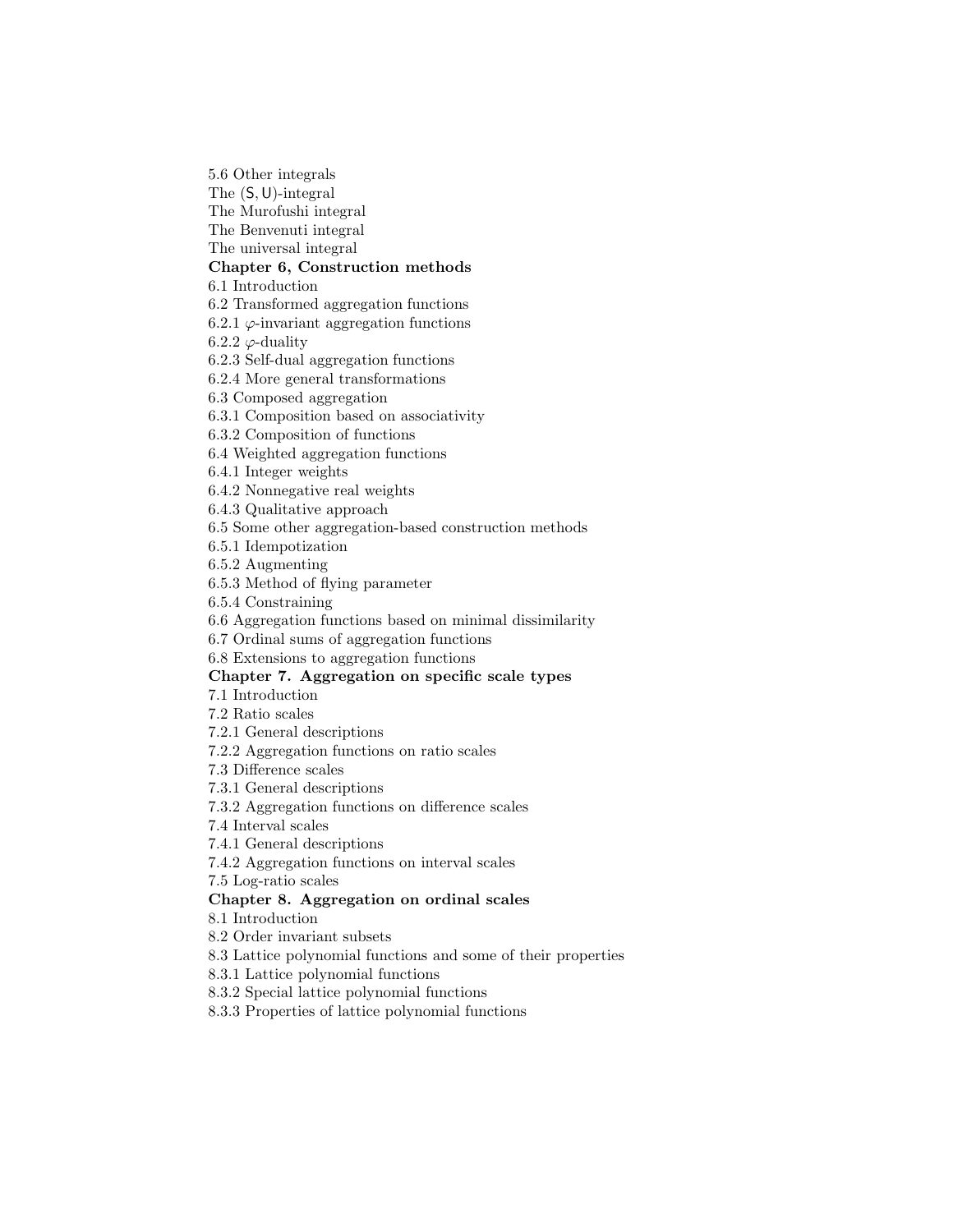5.6 Other integrals

The $(\mathsf{S}, \mathsf{U})$-integral

The Murofushi integral

The Benvenuti integral

The universal integral

**Chapter 6, Construction methods**

6.1 Introduction

6.2 Transformed aggregation functions

6.2.1 $\varphi$-invariant aggregation functions

6.2.2 $\varphi$-duality

6.2.3 Self-dual aggregation functions

6.2.4 More general transformations

6.3 Composed aggregation

6.3.1 Composition based on associativity

6.3.2 Composition of functions

6.4 Weighted aggregation functions

6.4.1 Integer weights

6.4.2 Nonnegative real weights

6.4.3 Qualitative approach

6.5 Some other aggregation-based construction methods

6.5.1 Idempotization

6.5.2 Augmenting

6.5.3 Method of flying parameter

6.5.4 Constraining

6.6 Aggregation functions based on minimal dissimilarity

6.7 Ordinal sums of aggregation functions

6.8 Extensions to aggregation functions

**Chapter 7. Aggregation on specific scale types**

7.1 Introduction

7.2 Ratio scales

7.2.1 General descriptions

7.2.2 Aggregation functions on ratio scales

7.3 Difference scales

7.3.1 General descriptions

7.3.2 Aggregation functions on difference scales

7.4 Interval scales

7.4.1 General descriptions

7.4.2 Aggregation functions on interval scales

7.5 Log-ratio scales

**Chapter 8. Aggregation on ordinal scales**

8.1 Introduction

8.2 Order invariant subsets

8.3 Lattice polynomial functions and some of their properties

8.3.1 Lattice polynomial functions

8.3.2 Special lattice polynomial functions

8.3.3 Properties of lattice polynomial functions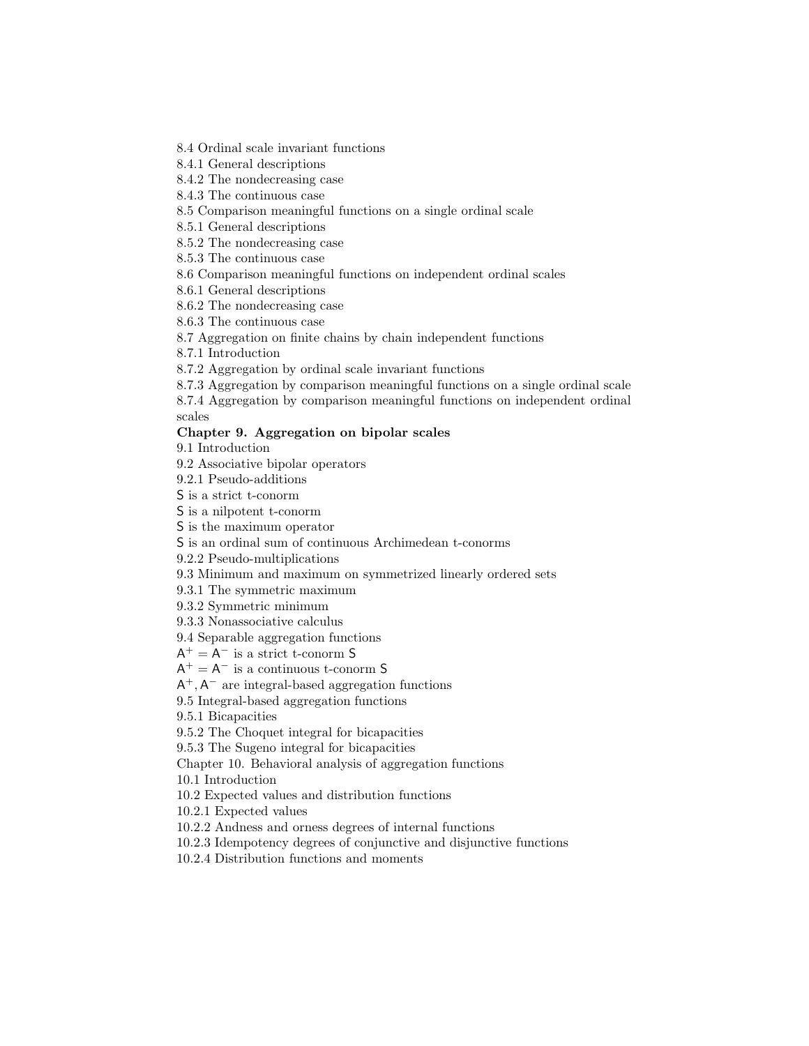8.4 Ordinal scale invariant functions
8.4.1 General descriptions
8.4.2 The nondecreasing case
8.4.3 The continuous case
8.5 Comparison meaningful functions on a single ordinal scale
8.5.1 General descriptions
8.5.2 The nondecreasing case
8.5.3 The continuous case
8.6 Comparison meaningful functions on independent ordinal scales
8.6.1 General descriptions
8.6.2 The nondecreasing case
8.6.3 The continuous case
8.7 Aggregation on finite chains by chain independent functions
8.7.1 Introduction
8.7.2 Aggregation by ordinal scale invariant functions
8.7.3 Aggregation by comparison meaningful functions on a single ordinal scale
8.7.4 Aggregation by comparison meaningful functions on independent ordinal scales

**Chapter 9. Aggregation on bipolar scales**

9.1 Introduction
9.2 Associative bipolar operators
9.2.1 Pseudo-additions
$\mathsf{S}$ is a strict t-conorm
$\mathsf{S}$ is a nilpotent t-conorm
$\mathsf{S}$ is the maximum operator
$\mathsf{S}$ is an ordinal sum of continuous Archimedean t-conorms
9.2.2 Pseudo-multiplications
9.3 Minimum and maximum on symmetrized linearly ordered sets
9.3.1 The symmetric maximum
9.3.2 Symmetric minimum
9.3.3 Nonassociative calculus
9.4 Separable aggregation functions
$\mathsf{A}^+ = \mathsf{A}^-$ is a strict t-conorm $\mathsf{S}$
$\mathsf{A}^+ = \mathsf{A}^-$ is a continuous t-conorm $\mathsf{S}$
$\mathsf{A}^+, \mathsf{A}^-$ are integral-based aggregation functions
9.5 Integral-based aggregation functions
9.5.1 Bicapacities
9.5.2 The Choquet integral for bicapacities
9.5.3 The Sugeno integral for bicapacities

Chapter 10. Behavioral analysis of aggregation functions

10.1 Introduction
10.2 Expected values and distribution functions
10.2.1 Expected values
10.2.2 Andness and orness degrees of internal functions
10.2.3 Idempotency degrees of conjunctive and disjunctive functions
10.2.4 Distribution functions and moments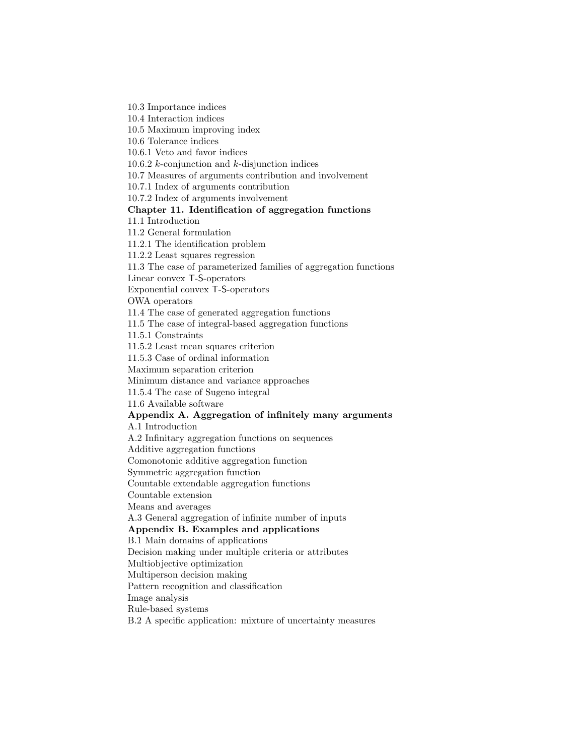10.3 Importance indices
10.4 Interaction indices
10.5 Maximum improving index
10.6 Tolerance indices
10.6.1 Veto and favor indices
10.6.2 $k$-conjunction and $k$-disjunction indices
10.7 Measures of arguments contribution and involvement
10.7.1 Index of arguments contribution
10.7.2 Index of arguments involvement

**Chapter 11. Identification of aggregation functions**

11.1 Introduction
11.2 General formulation
11.2.1 The identification problem
11.2.2 Least squares regression
11.3 The case of parameterized families of aggregation functions
Linear convex $\mathsf{T}$-$\mathsf{S}$-operators
Exponential convex $\mathsf{T}$-$\mathsf{S}$-operators
OWA operators
11.4 The case of generated aggregation functions
11.5 The case of integral-based aggregation functions
11.5.1 Constraints
11.5.2 Least mean squares criterion
11.5.3 Case of ordinal information
Maximum separation criterion
Minimum distance and variance approaches
11.5.4 The case of Sugeno integral
11.6 Available software

**Appendix A. Aggregation of infinitely many arguments**

A.1 Introduction
A.2 Infinitary aggregation functions on sequences
Additive aggregation functions
Comonotonic additive aggregation function
Symmetric aggregation function
Countable extendable aggregation functions
Countable extension
Means and averages
A.3 General aggregation of infinite number of inputs

**Appendix B. Examples and applications**

B.1 Main domains of applications
Decision making under multiple criteria or attributes
Multiobjective optimization
Multiperson decision making
Pattern recognition and classification
Image analysis
Rule-based systems
B.2 A specific application: mixture of uncertainty measures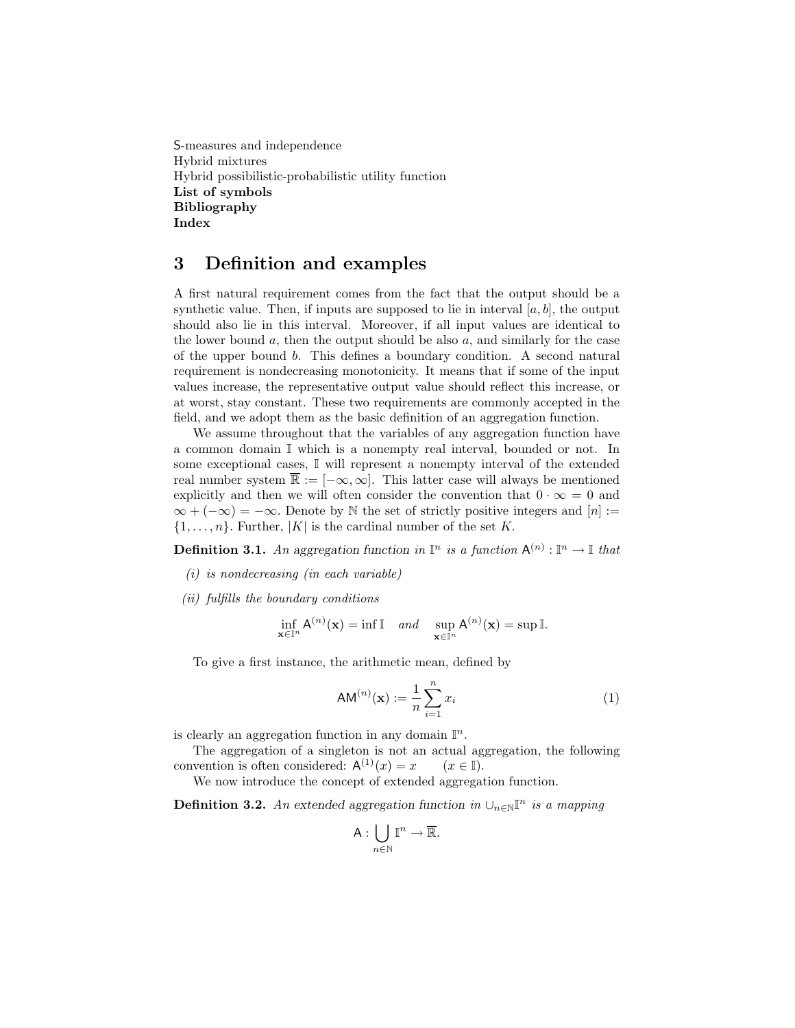S-measures and independence
Hybrid mixtures
Hybrid possibilistic-probabilistic utility function
**List of symbols**
**Bibliography**
**Index**

# 3 Definition and examples

A first natural requirement comes from the fact that the output should be a synthetic value. Then, if inputs are supposed to lie in interval $[a, b]$, the output should also lie in this interval. Moreover, if all input values are identical to the lower bound $a$, then the output should be also $a$, and similarly for the case of the upper bound $b$. This defines a boundary condition. A second natural requirement is nondecreasing monotonicity. It means that if some of the input values increase, the representative output value should reflect this increase, or at worst, stay constant. These two requirements are commonly accepted in the field, and we adopt them as the basic definition of an aggregation function.

We assume throughout that the variables of any aggregation function have a common domain $\mathbb{I}$ which is a nonempty real interval, bounded or not. In some exceptional cases, $\mathbb{I}$ will represent a nonempty interval of the extended real number system $\overline{\mathbb{R}} := [-\infty, \infty]$. This latter case will always be mentioned explicitly and then we will often consider the convention that $0 \cdot \infty = 0$ and $\infty + (-\infty) = -\infty$. Denote by $\mathbb{N}$ the set of strictly positive integers and $[n] := \{1, \ldots, n\}$. Further, $|K|$ is the cardinal number of the set $K$.

**Definition 3.1.** *An aggregation function in $\mathbb{I}^n$ is a function $\mathsf{A}^{(n)} : \mathbb{I}^n \to \mathbb{I}$ that*

*(i) is nondecreasing (in each variable)*

*(ii) fulfills the boundary conditions*

$$\inf_{\mathbf{x} \in \mathbb{I}^n} \mathsf{A}^{(n)}(\mathbf{x}) = \inf \mathbb{I} \quad \textit{and} \quad \sup_{\mathbf{x} \in \mathbb{I}^n} \mathsf{A}^{(n)}(\mathbf{x}) = \sup \mathbb{I}.$$

To give a first instance, the arithmetic mean, defined by

$$\mathsf{AM}^{(n)}(\mathbf{x}) := \frac{1}{n} \sum_{i=1}^{n} x_i \tag{1}$$

is clearly an aggregation function in any domain $\mathbb{I}^n$.

The aggregation of a singleton is not an actual aggregation, the following convention is often considered: $\mathsf{A}^{(1)}(x) = x \qquad (x \in \mathbb{I})$.

We now introduce the concept of extended aggregation function.

**Definition 3.2.** *An extended aggregation function in $\cup_{n \in \mathbb{N}} \mathbb{I}^n$ is a mapping*

$$\mathsf{A} : \bigcup_{n \in \mathbb{N}} \mathbb{I}^n \to \overline{\mathbb{R}}.$$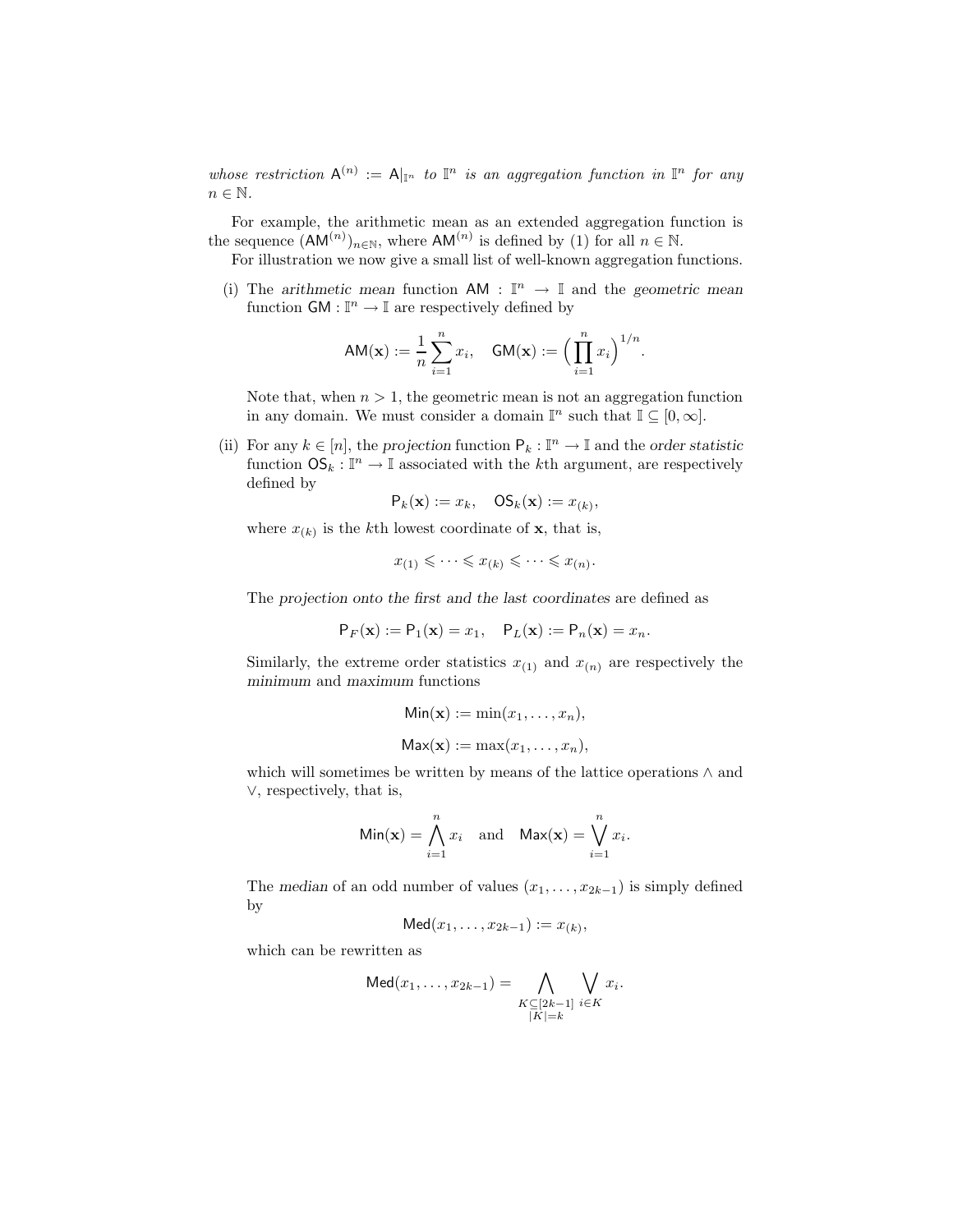*whose restriction* $\mathsf{A}^{(n)} := \mathsf{A}|_{\mathbb{I}^n}$ *to* $\mathbb{I}^n$ *is an aggregation function in* $\mathbb{I}^n$ *for any* $n \in \mathbb{N}$.

For example, the arithmetic mean as an extended aggregation function is the sequence $(\mathsf{AM}^{(n)})_{n\in\mathbb{N}}$, where $\mathsf{AM}^{(n)}$ is defined by (1) for all $n \in \mathbb{N}$.

For illustration we now give a small list of well-known aggregation functions.

(i) The *arithmetic mean* function $\mathsf{AM} : \mathbb{I}^n \to \mathbb{I}$ and the *geometric mean* function $\mathsf{GM} : \mathbb{I}^n \to \mathbb{I}$ are respectively defined by

$$\mathsf{AM}(\mathbf{x}) := \frac{1}{n}\sum_{i=1}^{n} x_i, \quad \mathsf{GM}(\mathbf{x}) := \Big(\prod_{i=1}^{n} x_i\Big)^{1/n}.$$

Note that, when $n > 1$, the geometric mean is not an aggregation function in any domain. We must consider a domain $\mathbb{I}^n$ such that $\mathbb{I} \subseteq [0, \infty]$.

(ii) For any $k \in [n]$, the *projection* function $\mathsf{P}_k : \mathbb{I}^n \to \mathbb{I}$ and the *order statistic* function $\mathsf{OS}_k : \mathbb{I}^n \to \mathbb{I}$ associated with the $k$th argument, are respectively defined by

$$\mathsf{P}_k(\mathbf{x}) := x_k, \quad \mathsf{OS}_k(\mathbf{x}) := x_{(k)},$$

where $x_{(k)}$ is the $k$th lowest coordinate of $\mathbf{x}$, that is,

$$x_{(1)} \leqslant \cdots \leqslant x_{(k)} \leqslant \cdots \leqslant x_{(n)}.$$

The *projection onto the first and the last coordinates* are defined as

$$\mathsf{P}_F(\mathbf{x}) := \mathsf{P}_1(\mathbf{x}) = x_1, \quad \mathsf{P}_L(\mathbf{x}) := \mathsf{P}_n(\mathbf{x}) = x_n.$$

Similarly, the extreme order statistics $x_{(1)}$ and $x_{(n)}$ are respectively the *minimum* and *maximum* functions

$$\mathsf{Min}(\mathbf{x}) := \min(x_1, \ldots, x_n),$$

$$\mathsf{Max}(\mathbf{x}) := \max(x_1, \ldots, x_n),$$

which will sometimes be written by means of the lattice operations $\wedge$ and $\vee$, respectively, that is,

$$\mathsf{Min}(\mathbf{x}) = \bigwedge_{i=1}^{n} x_i \quad \text{and} \quad \mathsf{Max}(\mathbf{x}) = \bigvee_{i=1}^{n} x_i.$$

The *median* of an odd number of values $(x_1, \ldots, x_{2k-1})$ is simply defined by

$$\mathsf{Med}(x_1, \ldots, x_{2k-1}) := x_{(k)},$$

which can be rewritten as

$$\mathsf{Med}(x_1, \ldots, x_{2k-1}) = \bigwedge_{\substack{K\subseteq[2k-1] \\ |K|=k}} \bigvee_{i\in K} x_i.$$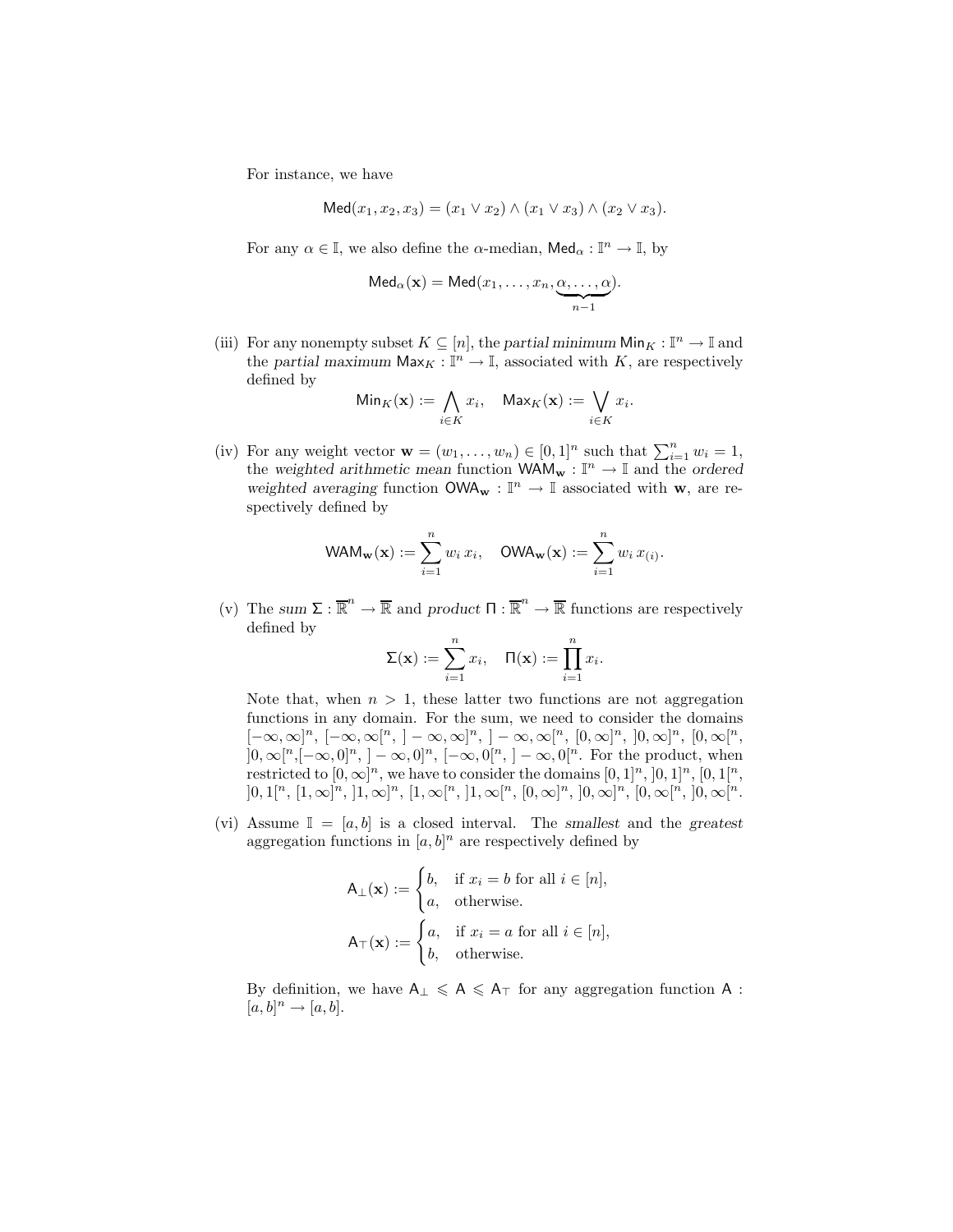For instance, we have

$$\mathsf{Med}(x_1, x_2, x_3) = (x_1 \vee x_2) \wedge (x_1 \vee x_3) \wedge (x_2 \vee x_3).$$

For any $\alpha \in \mathbb{I}$, we also define the $\alpha$-median, $\mathsf{Med}_\alpha : \mathbb{I}^n \to \mathbb{I}$, by

$$\mathsf{Med}_\alpha(\mathbf{x}) = \mathsf{Med}(x_1, \ldots, x_n, \underbrace{\alpha, \ldots, \alpha}_{n-1}).$$

(iii) For any nonempty subset $K \subseteq [n]$, the *partial minimum* $\mathsf{Min}_K : \mathbb{I}^n \to \mathbb{I}$ and the *partial maximum* $\mathsf{Max}_K : \mathbb{I}^n \to \mathbb{I}$, associated with $K$, are respectively defined by

$$\mathsf{Min}_K(\mathbf{x}) := \bigwedge_{i \in K} x_i, \quad \mathsf{Max}_K(\mathbf{x}) := \bigvee_{i \in K} x_i.$$

(iv) For any weight vector $\mathbf{w} = (w_1, \ldots, w_n) \in [0,1]^n$ such that $\sum_{i=1}^n w_i = 1$, the *weighted arithmetic mean* function $\mathsf{WAM}_{\mathbf{w}} : \mathbb{I}^n \to \mathbb{I}$ and the *ordered weighted averaging* function $\mathsf{OWA}_{\mathbf{w}} : \mathbb{I}^n \to \mathbb{I}$ associated with $\mathbf{w}$, are respectively defined by

$$\mathsf{WAM}_{\mathbf{w}}(\mathbf{x}) := \sum_{i=1}^n w_i\, x_i, \quad \mathsf{OWA}_{\mathbf{w}}(\mathbf{x}) := \sum_{i=1}^n w_i\, x_{(i)}.$$

(v) The *sum* $\Sigma : \overline{\mathbb{R}}^n \to \overline{\mathbb{R}}$ and *product* $\Pi : \overline{\mathbb{R}}^n \to \overline{\mathbb{R}}$ functions are respectively defined by

$$\Sigma(\mathbf{x}) := \sum_{i=1}^n x_i, \quad \Pi(\mathbf{x}) := \prod_{i=1}^n x_i.$$

Note that, when $n > 1$, these latter two functions are not aggregation functions in any domain. For the sum, we need to consider the domains $[-\infty,\infty]^n$, $[-\infty,\infty[^n$, $]-\infty,\infty]^n$, $]-\infty,\infty[^n$, $[0,\infty]^n$, $]0,\infty]^n$, $[0,\infty[^n$, $]0,\infty[^n$, $[-\infty,0]^n$, $]-\infty,0]^n$, $[-\infty,0[^n$, $]-\infty,0[^n$. For the product, when restricted to $[0,\infty]^n$, we have to consider the domains $[0,1]^n$, $]0,1]^n$, $[0,1[^n$, $]0,1[^n$, $[1,\infty]^n$, $]1,\infty]^n$, $[1,\infty[^n$, $]1,\infty[^n$, $[0,\infty]^n$, $]0,\infty]^n$, $[0,\infty[^n$, $]0,\infty[^n$.

(vi) Assume $\mathbb{I} = [a,b]$ is a closed interval. The *smallest* and the *greatest* aggregation functions in $[a,b]^n$ are respectively defined by

$$\mathsf{A}_\perp(\mathbf{x}) := \begin{cases} b, & \text{if } x_i = b \text{ for all } i \in [n], \\ a, & \text{otherwise.} \end{cases}$$

$$\mathsf{A}_\top(\mathbf{x}) := \begin{cases} a, & \text{if } x_i = a \text{ for all } i \in [n], \\ b, & \text{otherwise.} \end{cases}$$

By definition, we have $\mathsf{A}_\perp \leqslant \mathsf{A} \leqslant \mathsf{A}_\top$ for any aggregation function $\mathsf{A} : [a,b]^n \to [a,b]$.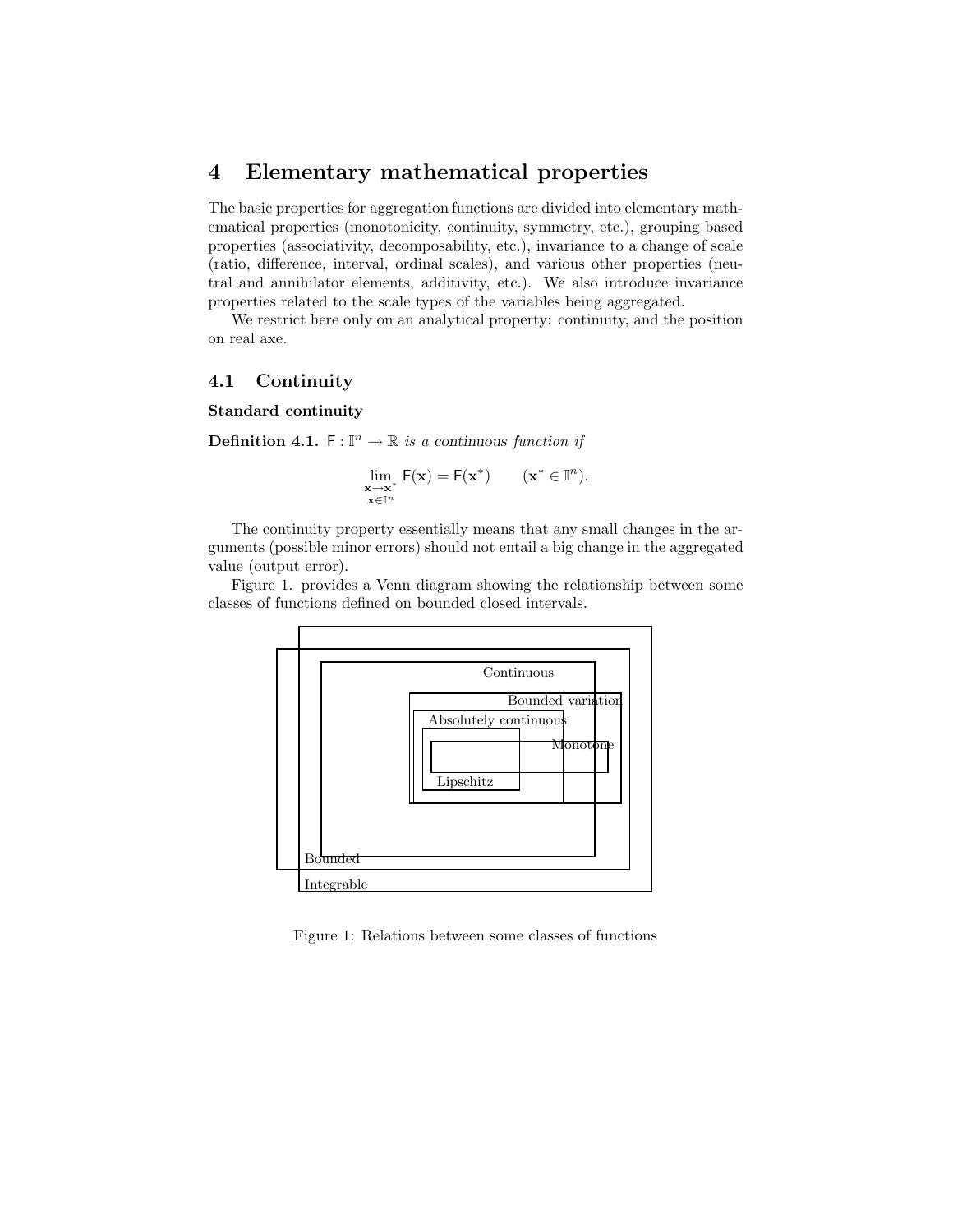# 4 Elementary mathematical properties

The basic properties for aggregation functions are divided into elementary mathematical properties (monotonicity, continuity, symmetry, etc.), grouping based properties (associativity, decomposability, etc.), invariance to a change of scale (ratio, difference, interval, ordinal scales), and various other properties (neutral and annihilator elements, additivity, etc.). We also introduce invariance properties related to the scale types of the variables being aggregated.

We restrict here only on an analytical property: continuity, and the position on real axe.

## 4.1 Continuity

**Standard continuity**

**Definition 4.1.** $\mathsf{F} : \mathbb{I}^n \to \mathbb{R}$ *is a continuous function if*

$$\lim_{\substack{\mathbf{x} \to \mathbf{x}^* \\ \mathbf{x} \in \mathbb{I}^n}} \mathsf{F}(\mathbf{x}) = \mathsf{F}(\mathbf{x}^*) \qquad (\mathbf{x}^* \in \mathbb{I}^n).$$

The continuity property essentially means that any small changes in the arguments (possible minor errors) should not entail a big change in the aggregated value (output error).

Figure 1. provides a Venn diagram showing the relationship between some classes of functions defined on bounded closed intervals.

Continuous

Bounded variation

Absolutely continuous

Monotone

Lipschitz

Bounded

Integrable

Figure 1: Relations between some classes of functions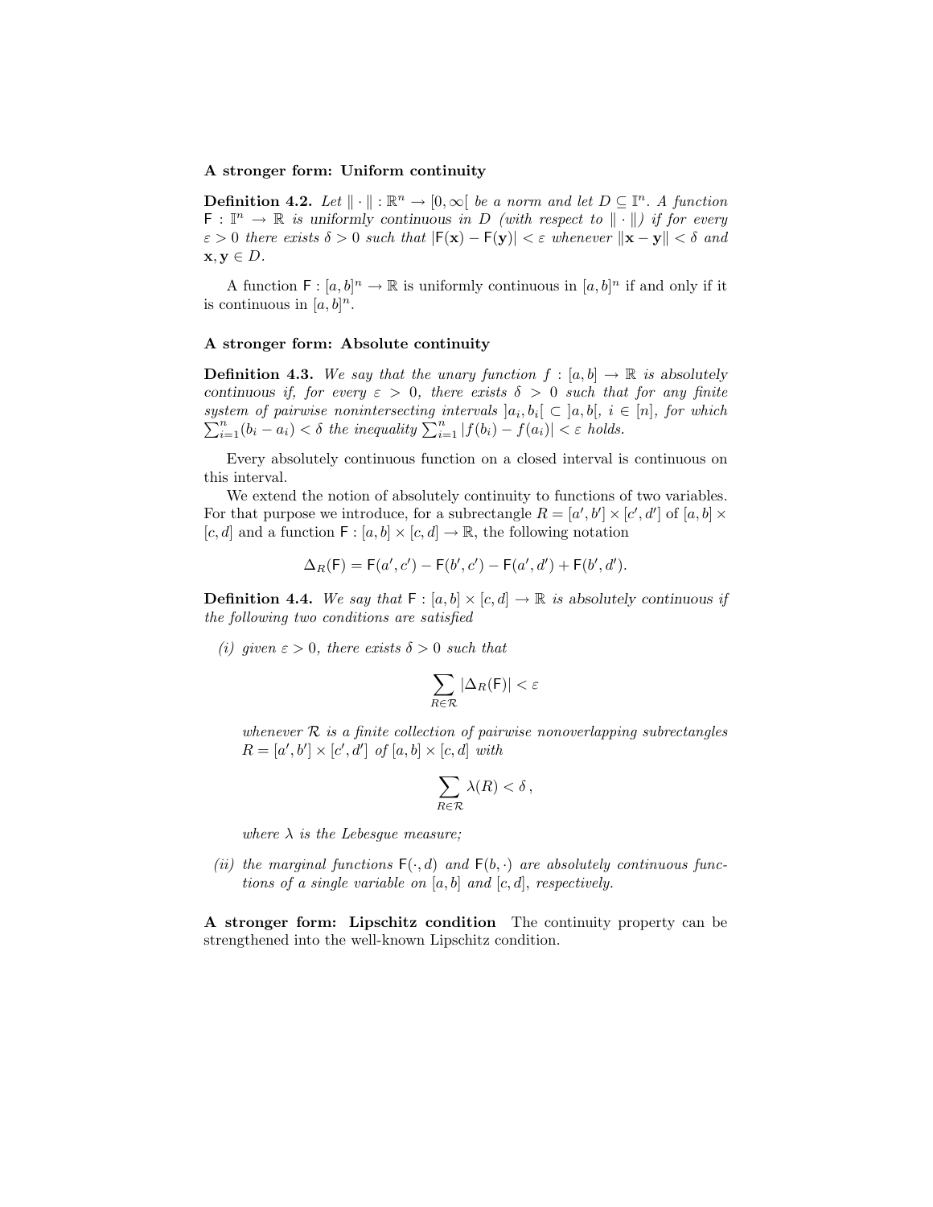**A stronger form: Uniform continuity**

**Definition 4.2.** *Let $\| \cdot \| : \mathbb{R}^n \to [0, \infty[$ be a norm and let $D \subseteq \mathbb{I}^n$. A function $\mathsf{F} : \mathbb{I}^n \to \mathbb{R}$ is uniformly continuous in $D$ (with respect to $\| \cdot \|$) if for every $\varepsilon > 0$ there exists $\delta > 0$ such that $|\mathsf{F}(\mathbf{x}) - \mathsf{F}(\mathbf{y})| < \varepsilon$ whenever $\|\mathbf{x} - \mathbf{y}\| < \delta$ and $\mathbf{x}, \mathbf{y} \in D$.*

A function $\mathsf{F} : [a, b]^n \to \mathbb{R}$ is uniformly continuous in $[a, b]^n$ if and only if it is continuous in $[a, b]^n$.

**A stronger form: Absolute continuity**

**Definition 4.3.** *We say that the unary function $f : [a, b] \to \mathbb{R}$ is absolutely continuous if, for every $\varepsilon > 0$, there exists $\delta > 0$ such that for any finite system of pairwise nonintersecting intervals $]a_i, b_i[ \subset ]a, b[$, $i \in [n]$, for which $\sum_{i=1}^{n}(b_i - a_i) < \delta$ the inequality $\sum_{i=1}^{n} |f(b_i) - f(a_i)| < \varepsilon$ holds.*

Every absolutely continuous function on a closed interval is continuous on this interval.

We extend the notion of absolutely continuity to functions of two variables. For that purpose we introduce, for a subrectangle $R = [a', b'] \times [c', d']$ of $[a, b] \times [c, d]$ and a function $\mathsf{F} : [a, b] \times [c, d] \to \mathbb{R}$, the following notation

$$\Delta_R(\mathsf{F}) = \mathsf{F}(a', c') - \mathsf{F}(b', c') - \mathsf{F}(a', d') + \mathsf{F}(b', d').$$

**Definition 4.4.** *We say that $\mathsf{F} : [a, b] \times [c, d] \to \mathbb{R}$ is absolutely continuous if the following two conditions are satisfied*

*(i) given $\varepsilon > 0$, there exists $\delta > 0$ such that*

$$\sum_{R \in \mathcal{R}} |\Delta_R(\mathsf{F})| < \varepsilon$$

*whenever $\mathcal{R}$ is a finite collection of pairwise nonoverlapping subrectangles $R = [a', b'] \times [c', d']$ of $[a, b] \times [c, d]$ with*

$$\sum_{R \in \mathcal{R}} \lambda(R) < \delta \, ,$$

*where $\lambda$ is the Lebesgue measure;*

*(ii) the marginal functions $\mathsf{F}(\cdot, d)$ and $\mathsf{F}(b, \cdot)$ are absolutely continuous functions of a single variable on $[a, b]$ and $[c, d]$, respectively.*

**A stronger form: Lipschitz condition** The continuity property can be strengthened into the well-known Lipschitz condition.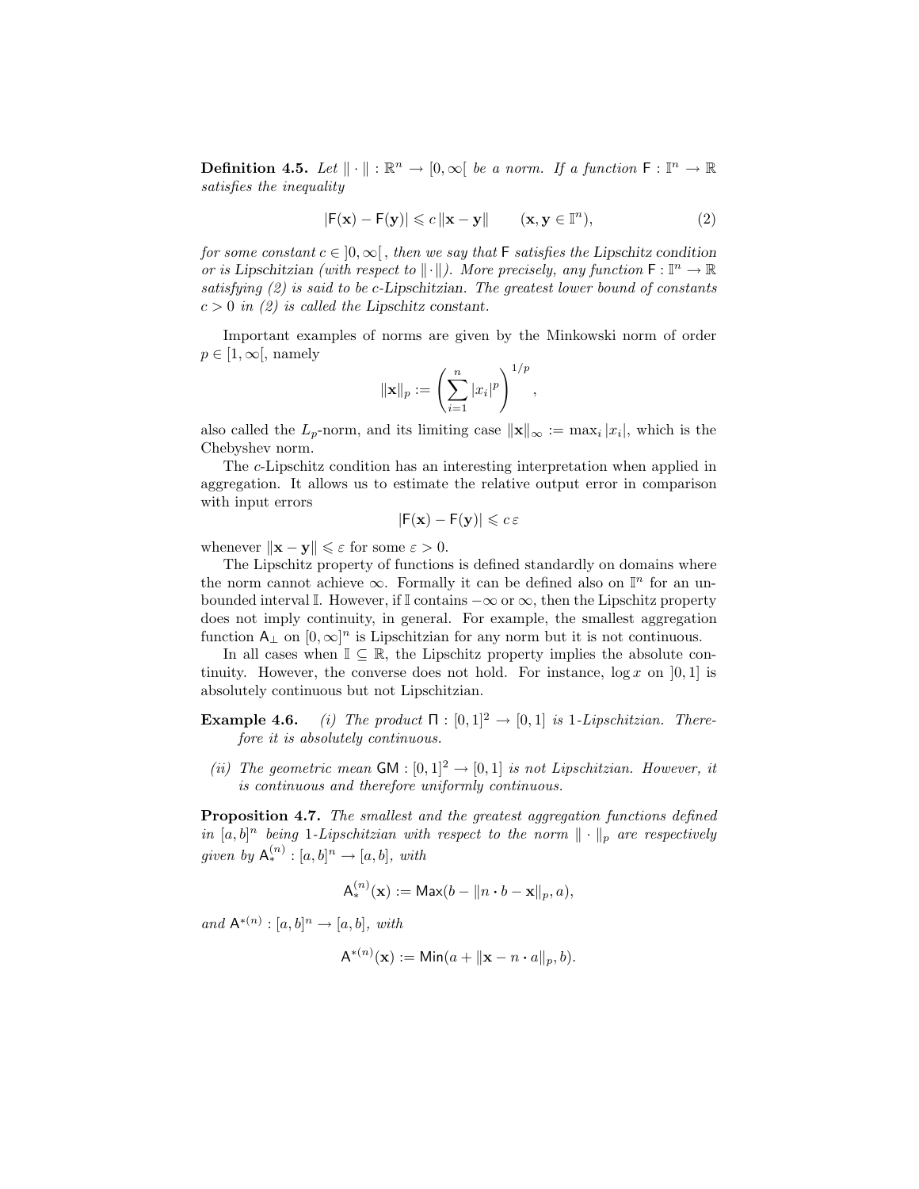**Definition 4.5.** *Let* $\|\cdot\| : \mathbb{R}^n \to [0, \infty[$ *be a norm. If a function* $\mathsf{F} : \mathbb{I}^n \to \mathbb{R}$ *satisfies the inequality*

$$|\mathsf{F}(\mathbf{x}) - \mathsf{F}(\mathbf{y})| \leqslant c \, \|\mathbf{x} - \mathbf{y}\| \qquad (\mathbf{x}, \mathbf{y} \in \mathbb{I}^n), \tag{2}$$

*for some constant* $c \in \, ]0, \infty[$ *, then we say that* $\mathsf{F}$ ***satisfies the Lipschitz condition*** *or is* ***Lipschitzian*** *(with respect to* $\|\cdot\|$*). More precisely, any function* $\mathsf{F} : \mathbb{I}^n \to \mathbb{R}$ *satisfying (2) is said to be* ***c-Lipschitzian****. The greatest lower bound of constants* $c > 0$ *in (2) is called the* ***Lipschitz constant****.*

Important examples of norms are given by the Minkowski norm of order $p \in [1, \infty[$, namely

$$\|\mathbf{x}\|_p := \left( \sum_{i=1}^{n} |x_i|^p \right)^{1/p},$$

also called the $L_p$-norm, and its limiting case $\|\mathbf{x}\|_\infty := \max_i |x_i|$, which is the Chebyshev norm.

The $c$-Lipschitz condition has an interesting interpretation when applied in aggregation. It allows us to estimate the relative output error in comparison with input errors

$$|\mathsf{F}(\mathbf{x}) - \mathsf{F}(\mathbf{y})| \leqslant c \, \varepsilon$$

whenever $\|\mathbf{x} - \mathbf{y}\| \leqslant \varepsilon$ for some $\varepsilon > 0$.

The Lipschitz property of functions is defined standardly on domains where the norm cannot achieve $\infty$. Formally it can be defined also on $\mathbb{I}^n$ for an unbounded interval $\mathbb{I}$. However, if $\mathbb{I}$ contains $-\infty$ or $\infty$, then the Lipschitz property does not imply continuity, in general. For example, the smallest aggregation function $\mathsf{A}_\perp$ on $[0, \infty]^n$ is Lipschitzian for any norm but it is not continuous.

In all cases when $\mathbb{I} \subseteq \mathbb{R}$, the Lipschitz property implies the absolute continuity. However, the converse does not hold. For instance, $\log x$ on $]0, 1]$ is absolutely continuous but not Lipschitzian.

**Example 4.6.**

(i) *The product* $\Pi : [0, 1]^2 \to [0, 1]$ *is* 1*-Lipschitzian. Therefore it is absolutely continuous.*

(ii) *The geometric mean* $\mathsf{GM} : [0, 1]^2 \to [0, 1]$ *is not Lipschitzian. However, it is continuous and therefore uniformly continuous.*

**Proposition 4.7.** *The smallest and the greatest aggregation functions defined in* $[a, b]^n$ *being* 1*-Lipschitzian with respect to the norm* $\|\cdot\|_p$ *are respectively given by* $\mathsf{A}_*^{(n)} : [a, b]^n \to [a, b]$*, with*

$$\mathsf{A}_*^{(n)}(\mathbf{x}) := \mathsf{Max}(b - \|n \cdot b - \mathbf{x}\|_p, a),$$

*and* $\mathsf{A}^{*(n)} : [a, b]^n \to [a, b]$*, with*

$$\mathsf{A}^{*(n)}(\mathbf{x}) := \mathsf{Min}(a + \|\mathbf{x} - n \cdot a\|_p, b).$$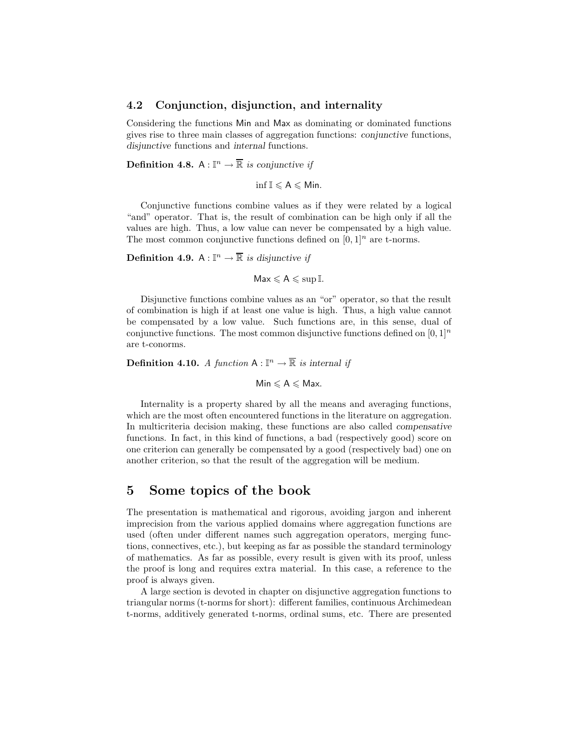### 4.2 Conjunction, disjunction, and internality

Considering the functions Min and Max as dominating or dominated functions gives rise to three main classes of aggregation functions: *conjunctive* functions, *disjunctive* functions and *internal* functions.

**Definition 4.8.** $\mathsf{A} : \mathbb{I}^n \to \overline{\mathbb{R}}$ *is conjunctive if*

$$\inf \mathbb{I} \leqslant \mathsf{A} \leqslant \mathsf{Min}.$$

Conjunctive functions combine values as if they were related by a logical "and" operator. That is, the result of combination can be high only if all the values are high. Thus, a low value can never be compensated by a high value. The most common conjunctive functions defined on $[0, 1]^n$ are t-norms.

**Definition 4.9.** $\mathsf{A} : \mathbb{I}^n \to \overline{\mathbb{R}}$ *is disjunctive if*

$$\mathsf{Max} \leqslant \mathsf{A} \leqslant \sup \mathbb{I}.$$

Disjunctive functions combine values as an "or" operator, so that the result of combination is high if at least one value is high. Thus, a high value cannot be compensated by a low value. Such functions are, in this sense, dual of conjunctive functions. The most common disjunctive functions defined on $[0, 1]^n$ are t-conorms.

**Definition 4.10.** *A function* $\mathsf{A} : \mathbb{I}^n \to \overline{\mathbb{R}}$ *is internal if*

$$\mathsf{Min} \leqslant \mathsf{A} \leqslant \mathsf{Max}.$$

Internality is a property shared by all the means and averaging functions, which are the most often encountered functions in the literature on aggregation. In multicriteria decision making, these functions are also called *compensative* functions. In fact, in this kind of functions, a bad (respectively good) score on one criterion can generally be compensated by a good (respectively bad) one on another criterion, so that the result of the aggregation will be medium.

## 5 Some topics of the book

The presentation is mathematical and rigorous, avoiding jargon and inherent imprecision from the various applied domains where aggregation functions are used (often under different names such aggregation operators, merging functions, connectives, etc.), but keeping as far as possible the standard terminology of mathematics. As far as possible, every result is given with its proof, unless the proof is long and requires extra material. In this case, a reference to the proof is always given.

A large section is devoted in chapter on disjunctive aggregation functions to triangular norms (t-norms for short): different families, continuous Archimedean t-norms, additively generated t-norms, ordinal sums, etc. There are presented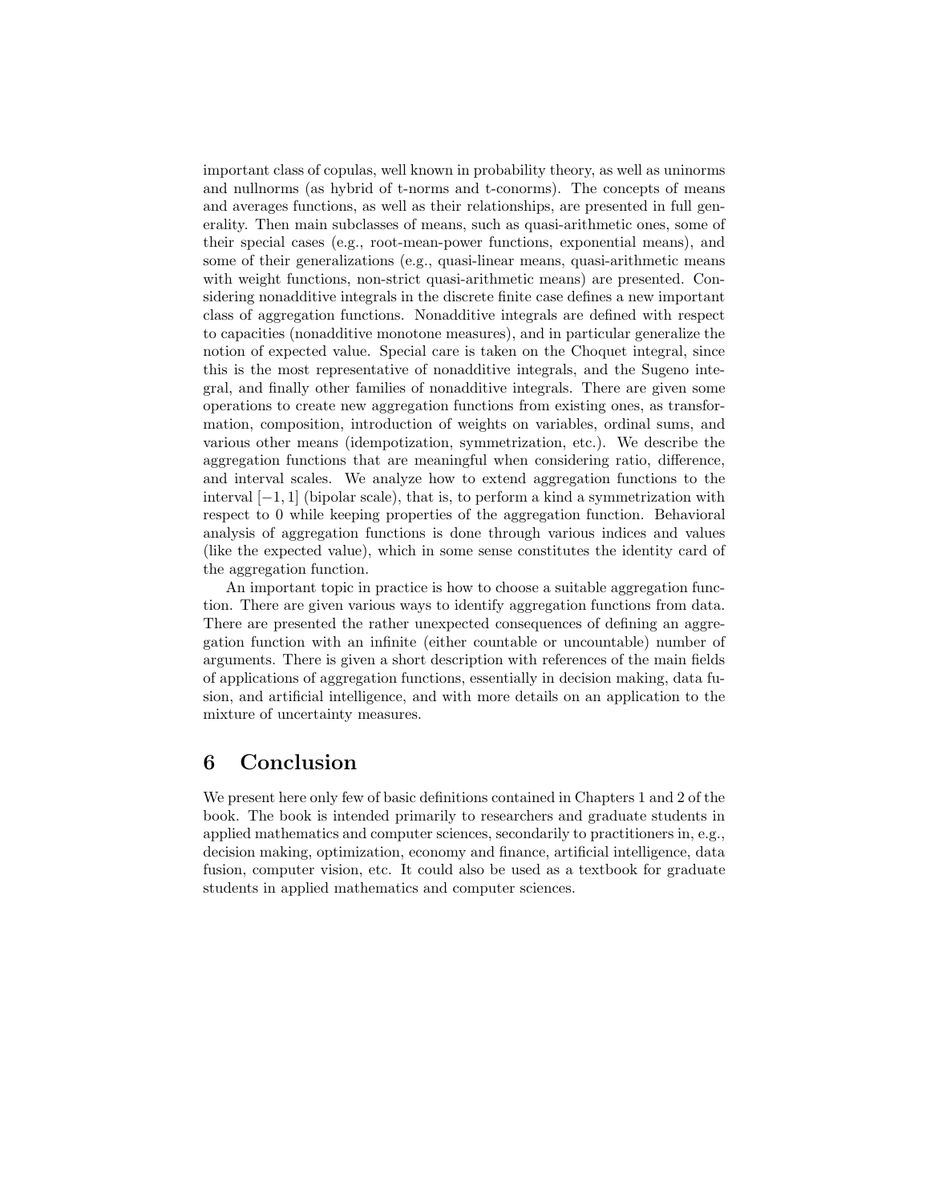important class of copulas, well known in probability theory, as well as uninorms and nullnorms (as hybrid of t-norms and t-conorms). The concepts of means and averages functions, as well as their relationships, are presented in full generality. Then main subclasses of means, such as quasi-arithmetic ones, some of their special cases (e.g., root-mean-power functions, exponential means), and some of their generalizations (e.g., quasi-linear means, quasi-arithmetic means with weight functions, non-strict quasi-arithmetic means) are presented. Considering nonadditive integrals in the discrete finite case defines a new important class of aggregation functions. Nonadditive integrals are defined with respect to capacities (nonadditive monotone measures), and in particular generalize the notion of expected value. Special care is taken on the Choquet integral, since this is the most representative of nonadditive integrals, and the Sugeno integral, and finally other families of nonadditive integrals. There are given some operations to create new aggregation functions from existing ones, as transformation, composition, introduction of weights on variables, ordinal sums, and various other means (idempotization, symmetrization, etc.). We describe the aggregation functions that are meaningful when considering ratio, difference, and interval scales. We analyze how to extend aggregation functions to the interval $[-1, 1]$ (bipolar scale), that is, to perform a kind a symmetrization with respect to 0 while keeping properties of the aggregation function. Behavioral analysis of aggregation functions is done through various indices and values (like the expected value), which in some sense constitutes the identity card of the aggregation function.

An important topic in practice is how to choose a suitable aggregation function. There are given various ways to identify aggregation functions from data. There are presented the rather unexpected consequences of defining an aggregation function with an infinite (either countable or uncountable) number of arguments. There is given a short description with references of the main fields of applications of aggregation functions, essentially in decision making, data fusion, and artificial intelligence, and with more details on an application to the mixture of uncertainty measures.

## 6 Conclusion

We present here only few of basic definitions contained in Chapters 1 and 2 of the book. The book is intended primarily to researchers and graduate students in applied mathematics and computer sciences, secondarily to practitioners in, e.g., decision making, optimization, economy and finance, artificial intelligence, data fusion, computer vision, etc. It could also be used as a textbook for graduate students in applied mathematics and computer sciences.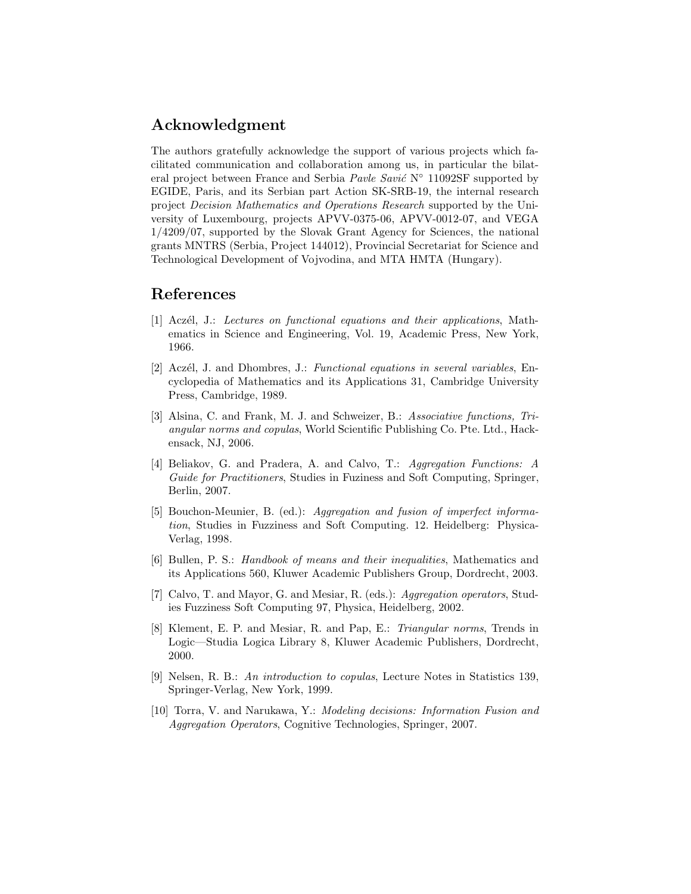## Acknowledgment

The authors gratefully acknowledge the support of various projects which facilitated communication and collaboration among us, in particular the bilateral project between France and Serbia *Pavle Savić* N° 11092SF supported by EGIDE, Paris, and its Serbian part Action SK-SRB-19, the internal research project *Decision Mathematics and Operations Research* supported by the University of Luxembourg, projects APVV-0375-06, APVV-0012-07, and VEGA 1/4209/07, supported by the Slovak Grant Agency for Sciences, the national grants MNTRS (Serbia, Project 144012), Provincial Secretariat for Science and Technological Development of Vojvodina, and MTA HMTA (Hungary).

## References

[1] Aczél, J.: *Lectures on functional equations and their applications*, Mathematics in Science and Engineering, Vol. 19, Academic Press, New York, 1966.

[2] Aczél, J. and Dhombres, J.: *Functional equations in several variables*, Encyclopedia of Mathematics and its Applications 31, Cambridge University Press, Cambridge, 1989.

[3] Alsina, C. and Frank, M. J. and Schweizer, B.: *Associative functions, Triangular norms and copulas*, World Scientific Publishing Co. Pte. Ltd., Hackensack, NJ, 2006.

[4] Beliakov, G. and Pradera, A. and Calvo, T.: *Aggregation Functions: A Guide for Practitioners*, Studies in Fuziness and Soft Computing, Springer, Berlin, 2007.

[5] Bouchon-Meunier, B. (ed.): *Aggregation and fusion of imperfect information*, Studies in Fuzziness and Soft Computing. 12. Heidelberg: Physica-Verlag, 1998.

[6] Bullen, P. S.: *Handbook of means and their inequalities*, Mathematics and its Applications 560, Kluwer Academic Publishers Group, Dordrecht, 2003.

[7] Calvo, T. and Mayor, G. and Mesiar, R. (eds.): *Aggregation operators*, Studies Fuzziness Soft Computing 97, Physica, Heidelberg, 2002.

[8] Klement, E. P. and Mesiar, R. and Pap, E.: *Triangular norms*, Trends in Logic—Studia Logica Library 8, Kluwer Academic Publishers, Dordrecht, 2000.

[9] Nelsen, R. B.: *An introduction to copulas*, Lecture Notes in Statistics 139, Springer-Verlag, New York, 1999.

[10] Torra, V. and Narukawa, Y.: *Modeling decisions: Information Fusion and Aggregation Operators*, Cognitive Technologies, Springer, 2007.